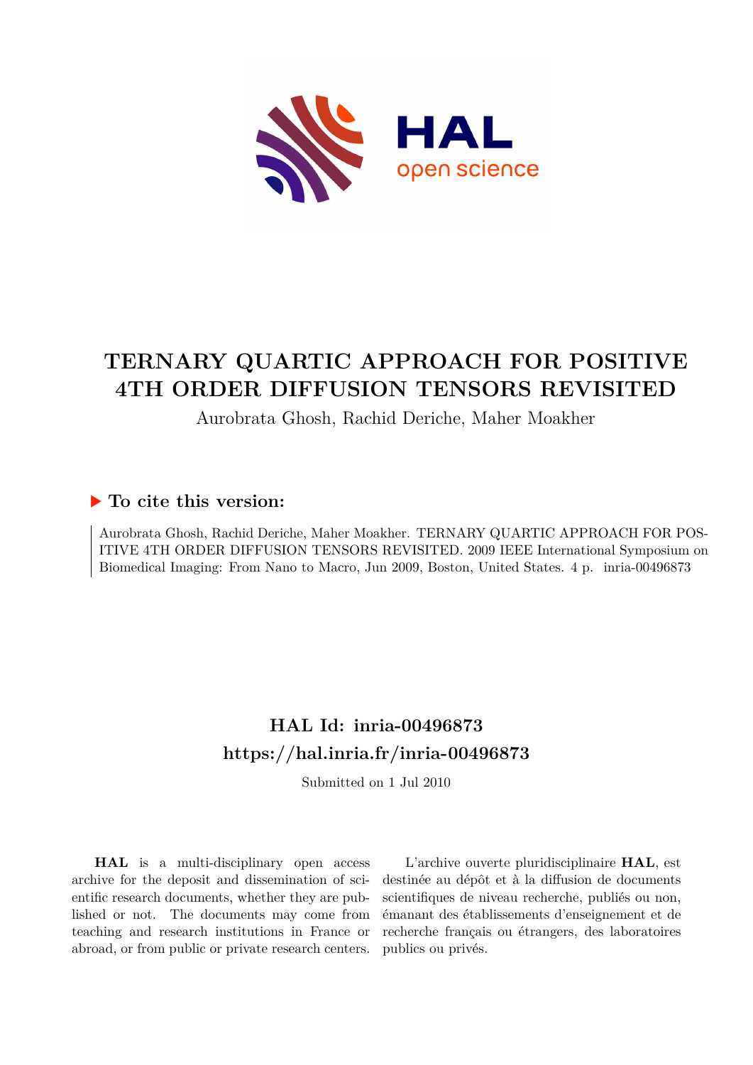# TERNARY QUARTIC APPROACH FOR POSITIVE 4TH ORDER DIFFUSION TENSORS REVISITED

Aurobrata Ghosh, Rachid Deriche, Maher Moakher

## To cite this version:

Aurobrata Ghosh, Rachid Deriche, Maher Moakher. TERNARY QUARTIC APPROACH FOR POSITIVE 4TH ORDER DIFFUSION TENSORS REVISITED. 2009 IEEE International Symposium on Biomedical Imaging: From Nano to Macro, Jun 2009, Boston, United States. 4 p. inria-00496873

## HAL Id: inria-00496873

## https://hal.inria.fr/inria-00496873

Submitted on 1 Jul 2010

**HAL** is a multi-disciplinary open access archive for the deposit and dissemination of scientific research documents, whether they are published or not. The documents may come from teaching and research institutions in France or abroad, or from public or private research centers.

L'archive ouverte pluridisciplinaire **HAL**, est destinée au dépôt et à la diffusion de documents scientifiques de niveau recherche, publiés ou non, émanant des établissements d'enseignement et de recherche français ou étrangers, des laboratoires publics ou privés.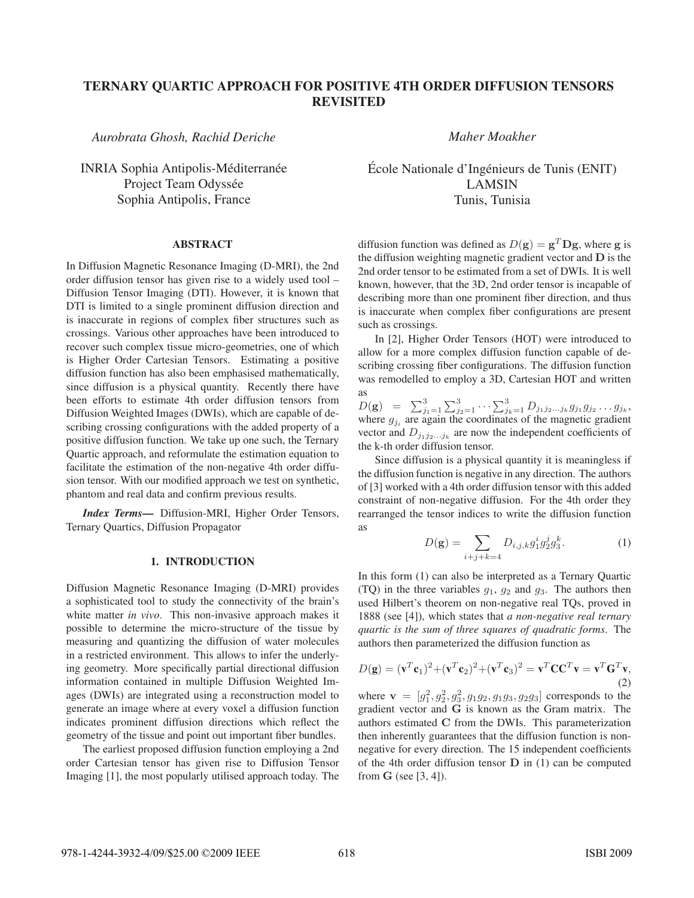# TERNARY QUARTIC APPROACH FOR POSITIVE 4TH ORDER DIFFUSION TENSORS REVISITED

*Aurobrata Ghosh, Rachid Deriche*

INRIA Sophia Antipolis-Méditerranée
Project Team Odyssée
Sophia Antipolis, France

*Maher Moakher*

École Nationale d'Ingénieurs de Tunis (ENIT)
LAMSIN
Tunis, Tunisia

## ABSTRACT

In Diffusion Magnetic Resonance Imaging (D-MRI), the 2nd order diffusion tensor has given rise to a widely used tool – Diffusion Tensor Imaging (DTI). However, it is known that DTI is limited to a single prominent diffusion direction and is inaccurate in regions of complex fiber structures such as crossings. Various other approaches have been introduced to recover such complex tissue micro-geometries, one of which is Higher Order Cartesian Tensors. Estimating a positive diffusion function has also been emphasised mathematically, since diffusion is a physical quantity. Recently there have been efforts to estimate 4th order diffusion tensors from Diffusion Weighted Images (DWIs), which are capable of describing crossing configurations with the added property of a positive diffusion function. We take up one such, the Ternary Quartic approach, and reformulate the estimation equation to facilitate the estimation of the non-negative 4th order diffusion tensor. With our modified approach we test on synthetic, phantom and real data and confirm previous results.

***Index Terms***— Diffusion-MRI, Higher Order Tensors, Ternary Quartics, Diffusion Propagator

## 1. INTRODUCTION

Diffusion Magnetic Resonance Imaging (D-MRI) provides a sophisticated tool to study the connectivity of the brain's white matter *in vivo*. This non-invasive approach makes it possible to determine the micro-structure of the tissue by measuring and quantizing the diffusion of water molecules in a restricted environment. This allows to infer the underlying geometry. More specifically partial directional diffusion information contained in multiple Diffusion Weighted Images (DWIs) are integrated using a reconstruction model to generate an image where at every voxel a diffusion function indicates prominent diffusion directions which reflect the geometry of the tissue and point out important fiber bundles.

The earliest proposed diffusion function employing a 2nd order Cartesian tensor has given rise to Diffusion Tensor Imaging [1], the most popularly utilised approach today. The diffusion function was defined as $D(\mathbf{g}) = \mathbf{g}^T\mathbf{D}\mathbf{g}$, where $\mathbf{g}$ is the diffusion weighting magnetic gradient vector and $\mathbf{D}$ is the 2nd order tensor to be estimated from a set of DWIs. It is well known, however, that the 3D, 2nd order tensor is incapable of describing more than one prominent fiber direction, and thus is inaccurate when complex fiber configurations are present such as crossings.

In [2], Higher Order Tensors (HOT) were introduced to allow for a more complex diffusion function capable of describing crossing fiber configurations. The diffusion function was remodelled to employ a 3D, Cartesian HOT and written as

$D(\mathbf{g}) = \sum_{j_1=1}^{3}\sum_{j_2=1}^{3}\cdots\sum_{j_k=1}^{3} D_{j_1 j_2 \ldots j_k} g_{j_1} g_{j_2}\ldots g_{j_k}$, where $g_{j_i}$ are again the coordinates of the magnetic gradient vector and $D_{j_1 j_2 \ldots j_k}$ are now the independent coefficients of the k-th order diffusion tensor.

Since diffusion is a physical quantity it is meaningless if the diffusion function is negative in any direction. The authors of [3] worked with a 4th order diffusion tensor with this added constraint of non-negative diffusion. For the 4th order they rearranged the tensor indices to write the diffusion function as

$$D(\mathbf{g}) = \sum_{i+j+k=4} D_{i,j,k} g_1^i g_2^j g_3^k. \tag{1}$$

In this form (1) can also be interpreted as a Ternary Quartic (TQ) in the three variables $g_1$, $g_2$ and $g_3$. The authors then used Hilbert's theorem on non-negative real TQs, proved in 1888 (see [4]), which states that *a non-negative real ternary quartic is the sum of three squares of quadratic forms*. The authors then parameterized the diffusion function as

$$D(\mathbf{g}) = (\mathbf{v}^T\mathbf{c}_1)^2 + (\mathbf{v}^T\mathbf{c}_2)^2 + (\mathbf{v}^T\mathbf{c}_3)^2 = \mathbf{v}^T\mathbf{C}\mathbf{C}^T\mathbf{v} = \mathbf{v}^T\mathbf{G}^T\mathbf{v}, \tag{2}$$

where $\mathbf{v} = [g_1^2, g_2^2, g_3^2, g_1g_2, g_1g_3, g_2g_3]$ corresponds to the gradient vector and $\mathbf{G}$ is known as the Gram matrix. The authors estimated $\mathbf{C}$ from the DWIs. This parameterization then inherently guarantees that the diffusion function is non-negative for every direction. The 15 independent coefficients of the 4th order diffusion tensor $\mathbf{D}$ in (1) can be computed from $\mathbf{G}$ (see [3, 4]).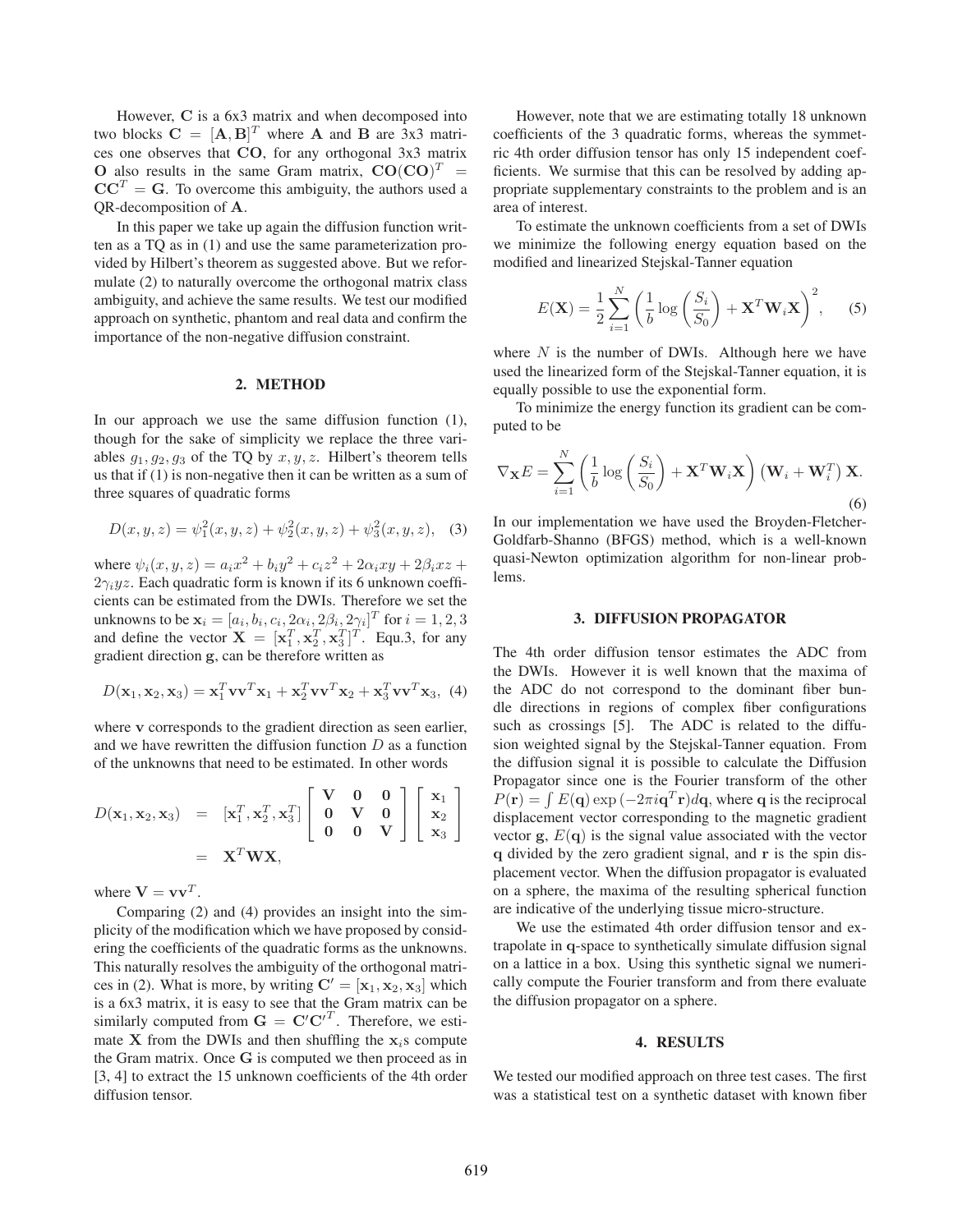However, $\mathbf{C}$ is a 6x3 matrix and when decomposed into two blocks $\mathbf{C} = [\mathbf{A}, \mathbf{B}]^T$ where $\mathbf{A}$ and $\mathbf{B}$ are 3x3 matrices one observes that $\mathbf{CO}$, for any orthogonal 3x3 matrix $\mathbf{O}$ also results in the same Gram matrix, $\mathbf{CO}(\mathbf{CO})^T = \mathbf{CC}^T = \mathbf{G}$. To overcome this ambiguity, the authors used a QR-decomposition of $\mathbf{A}$.

In this paper we take up again the diffusion function written as a TQ as in (1) and use the same parameterization provided by Hilbert's theorem as suggested above. But we reformulate (2) to naturally overcome the orthogonal matrix class ambiguity, and achieve the same results. We test our modified approach on synthetic, phantom and real data and confirm the importance of the non-negative diffusion constraint.

## 2. METHOD

In our approach we use the same diffusion function (1), though for the sake of simplicity we replace the three variables $g_1, g_2, g_3$ of the TQ by $x, y, z$. Hilbert's theorem tells us that if (1) is non-negative then it can be written as a sum of three squares of quadratic forms

$$D(x, y, z) = \psi_1^2(x, y, z) + \psi_2^2(x, y, z) + \psi_3^2(x, y, z), \quad (3)$$

where $\psi_i(x, y, z) = a_i x^2 + b_i y^2 + c_i z^2 + 2\alpha_i xy + 2\beta_i xz + 2\gamma_i yz$. Each quadratic form is known if its 6 unknown coefficients can be estimated from the DWIs. Therefore we set the unknowns to be $\mathbf{x}_i = [a_i, b_i, c_i, 2\alpha_i, 2\beta_i, 2\gamma_i]^T$ for $i = 1, 2, 3$ and define the vector $\mathbf{X} = [\mathbf{x}_1^T, \mathbf{x}_2^T, \mathbf{x}_3^T]^T$. Equ.3, for any gradient direction $\mathbf{g}$, can be therefore written as

$$D(\mathbf{x}_1, \mathbf{x}_2, \mathbf{x}_3) = \mathbf{x}_1^T \mathbf{v}\mathbf{v}^T \mathbf{x}_1 + \mathbf{x}_2^T \mathbf{v}\mathbf{v}^T \mathbf{x}_2 + \mathbf{x}_3^T \mathbf{v}\mathbf{v}^T \mathbf{x}_3, \quad (4)$$

where $\mathbf{v}$ corresponds to the gradient direction as seen earlier, and we have rewritten the diffusion function $D$ as a function of the unknowns that need to be estimated. In other words

$$\begin{aligned} D(\mathbf{x}_1, \mathbf{x}_2, \mathbf{x}_3) &= [\mathbf{x}_1^T, \mathbf{x}_2^T, \mathbf{x}_3^T] \begin{bmatrix} \mathbf{V} & \mathbf{0} & \mathbf{0} \\ \mathbf{0} & \mathbf{V} & \mathbf{0} \\ \mathbf{0} & \mathbf{0} & \mathbf{V} \end{bmatrix} \begin{bmatrix} \mathbf{x}_1 \\ \mathbf{x}_2 \\ \mathbf{x}_3 \end{bmatrix} \\ &= \mathbf{X}^T \mathbf{W} \mathbf{X}, \end{aligned}$$

where $\mathbf{V} = \mathbf{v}\mathbf{v}^T$.

Comparing (2) and (4) provides an insight into the simplicity of the modification which we have proposed by considering the coefficients of the quadratic forms as the unknowns. This naturally resolves the ambiguity of the orthogonal matrices in (2). What is more, by writing $\mathbf{C}' = [\mathbf{x}_1, \mathbf{x}_2, \mathbf{x}_3]$ which is a 6x3 matrix, it is easy to see that the Gram matrix can be similarly computed from $\mathbf{G} = \mathbf{C}'\mathbf{C}'^T$. Therefore, we estimate $\mathbf{X}$ from the DWIs and then shuffling the $\mathbf{x}_i$s compute the Gram matrix. Once $\mathbf{G}$ is computed we then proceed as in [3, 4] to extract the 15 unknown coefficients of the 4th order diffusion tensor.

However, note that we are estimating totally 18 unknown coefficients of the 3 quadratic forms, whereas the symmetric 4th order diffusion tensor has only 15 independent coefficients. We surmise that this can be resolved by adding appropriate supplementary constraints to the problem and is an area of interest.

To estimate the unknown coefficients from a set of DWIs we minimize the following energy equation based on the modified and linearized Stejskal-Tanner equation

$$E(\mathbf{X}) = \frac{1}{2} \sum_{i=1}^{N} \left( \frac{1}{b} \log \left( \frac{S_i}{S_0} \right) + \mathbf{X}^T \mathbf{W}_i \mathbf{X} \right)^2, \quad (5)$$

where $N$ is the number of DWIs. Although here we have used the linearized form of the Stejskal-Tanner equation, it is equally possible to use the exponential form.

To minimize the energy function its gradient can be computed to be

$$\nabla_{\mathbf{X}} E = \sum_{i=1}^{N} \left( \frac{1}{b} \log \left( \frac{S_i}{S_0} \right) + \mathbf{X}^T \mathbf{W}_i \mathbf{X} \right) \left( \mathbf{W}_i + \mathbf{W}_i^T \right) \mathbf{X}. \quad (6)$$

In our implementation we have used the Broyden-Fletcher-Goldfarb-Shanno (BFGS) method, which is a well-known quasi-Newton optimization algorithm for non-linear problems.

## 3. DIFFUSION PROPAGATOR

The 4th order diffusion tensor estimates the ADC from the DWIs. However it is well known that the maxima of the ADC do not correspond to the dominant fiber bundle directions in regions of complex fiber configurations such as crossings [5]. The ADC is related to the diffusion weighted signal by the Stejskal-Tanner equation. From the diffusion signal it is possible to calculate the Diffusion Propagator since one is the Fourier transform of the other $P(\mathbf{r}) = \int E(\mathbf{q}) \exp(-2\pi i \mathbf{q}^T \mathbf{r}) d\mathbf{q}$, where $\mathbf{q}$ is the reciprocal displacement vector corresponding to the magnetic gradient vector $\mathbf{g}$, $E(\mathbf{q})$ is the signal value associated with the vector $\mathbf{q}$ divided by the zero gradient signal, and $\mathbf{r}$ is the spin displacement vector. When the diffusion propagator is evaluated on a sphere, the maxima of the resulting spherical function are indicative of the underlying tissue micro-structure.

We use the estimated 4th order diffusion tensor and extrapolate in $\mathbf{q}$-space to synthetically simulate diffusion signal on a lattice in a box. Using this synthetic signal we numerically compute the Fourier transform and from there evaluate the diffusion propagator on a sphere.

## 4. RESULTS

We tested our modified approach on three test cases. The first was a statistical test on a synthetic dataset with known fiber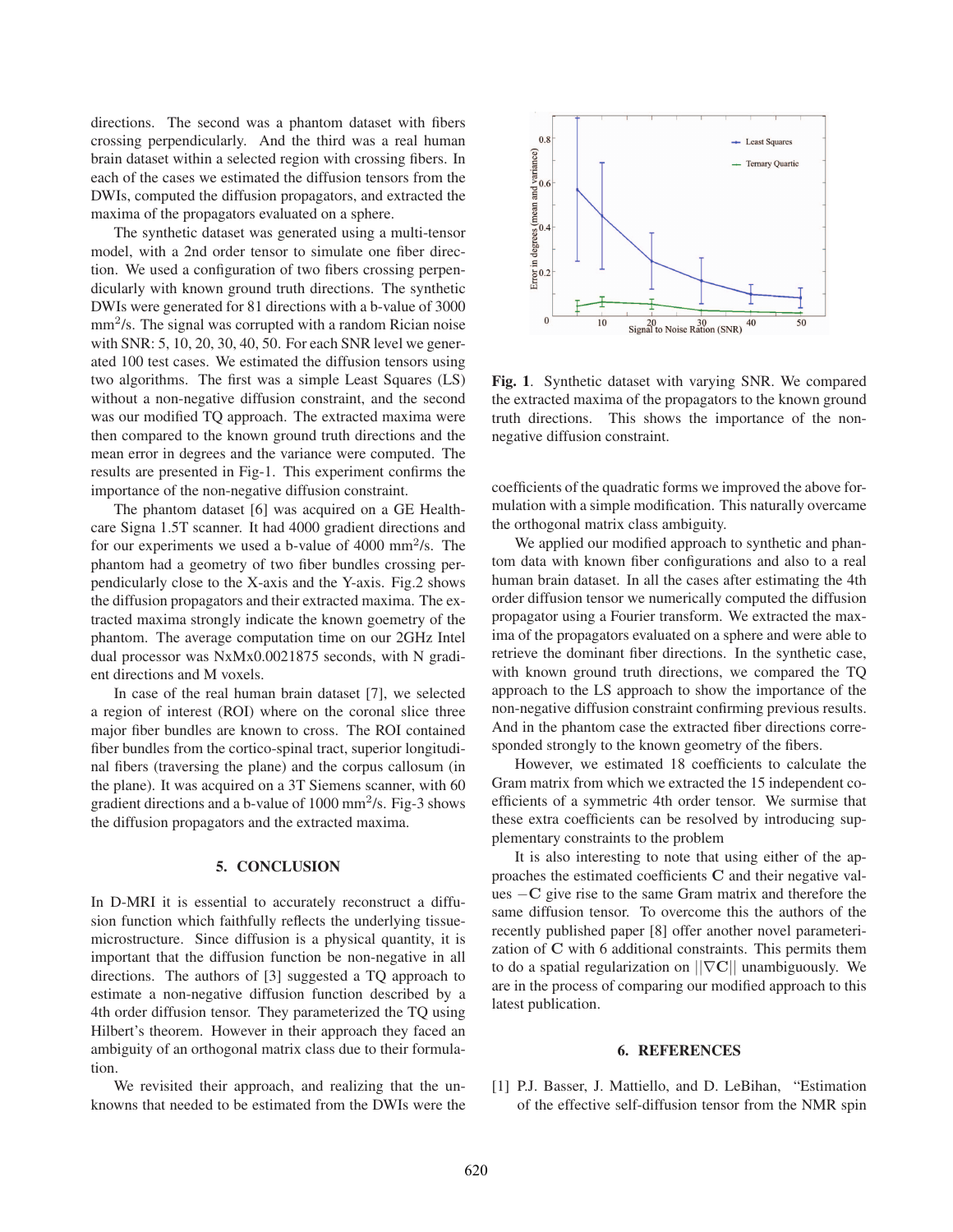directions. The second was a phantom dataset with fibers crossing perpendicularly. And the third was a real human brain dataset within a selected region with crossing fibers. In each of the cases we estimated the diffusion tensors from the DWIs, computed the diffusion propagators, and extracted the maxima of the propagators evaluated on a sphere.

The synthetic dataset was generated using a multi-tensor model, with a 2nd order tensor to simulate one fiber direction. We used a configuration of two fibers crossing perpendicularly with known ground truth directions. The synthetic DWIs were generated for 81 directions with a b-value of 3000 $mm^2$/s. The signal was corrupted with a random Rician noise with SNR: 5, 10, 20, 30, 40, 50. For each SNR level we generated 100 test cases. We estimated the diffusion tensors using two algorithms. The first was a simple Least Squares (LS) without a non-negative diffusion constraint, and the second was our modified TQ approach. The extracted maxima were then compared to the known ground truth directions and the mean error in degrees and the variance were computed. The results are presented in Fig-1. This experiment confirms the importance of the non-negative diffusion constraint.

The phantom dataset [6] was acquired on a GE Healthcare Signa 1.5T scanner. It had 4000 gradient directions and for our experiments we used a b-value of 4000 $mm^2$/s. The phantom had a geometry of two fiber bundles crossing perpendicularly close to the X-axis and the Y-axis. Fig.2 shows the diffusion propagators and their extracted maxima. The extracted maxima strongly indicate the known goemetry of the phantom. The average computation time on our 2GHz Intel dual processor was NxMx0.0021875 seconds, with N gradient directions and M voxels.

In case of the real human brain dataset [7], we selected a region of interest (ROI) where on the coronal slice three major fiber bundles are known to cross. The ROI contained fiber bundles from the cortico-spinal tract, superior longitudinal fibers (traversing the plane) and the corpus callosum (in the plane). It was acquired on a 3T Siemens scanner, with 60 gradient directions and a b-value of 1000 $mm^2$/s. Fig-3 shows the diffusion propagators and the extracted maxima.

**Fig. 1**. Synthetic dataset with varying SNR. We compared the extracted maxima of the propagators to the known ground truth directions. This shows the importance of the non-negative diffusion constraint.

## 5. CONCLUSION

In D-MRI it is essential to accurately reconstruct a diffusion function which faithfully reflects the underlying tissue-microstructure. Since diffusion is a physical quantity, it is important that the diffusion function be non-negative in all directions. The authors of [3] suggested a TQ approach to estimate a non-negative diffusion function described by a 4th order diffusion tensor. They parameterized the TQ using Hilbert's theorem. However in their approach they faced an ambiguity of an orthogonal matrix class due to their formulation.

We revisited their approach, and realizing that the unknowns that needed to be estimated from the DWIs were the coefficients of the quadratic forms we improved the above formulation with a simple modification. This naturally overcame the orthogonal matrix class ambiguity.

We applied our modified approach to synthetic and phantom data with known fiber configurations and also to a real human brain dataset. In all the cases after estimating the 4th order diffusion tensor we numerically computed the diffusion propagator using a Fourier transform. We extracted the maxima of the propagators evaluated on a sphere and were able to retrieve the dominant fiber directions. In the synthetic case, with known ground truth directions, we compared the TQ approach to the LS approach to show the importance of the non-negative diffusion constraint confirming previous results. And in the phantom case the extracted fiber directions corresponded strongly to the known geometry of the fibers.

However, we estimated 18 coefficients to calculate the Gram matrix from which we extracted the 15 independent coefficients of a symmetric 4th order tensor. We surmise that these extra coefficients can be resolved by introducing supplementary constraints to the problem

It is also interesting to note that using either of the approaches the estimated coefficients $\mathbf{C}$ and their negative values $-\mathbf{C}$ give rise to the same Gram matrix and therefore the same diffusion tensor. To overcome this the authors of the recently published paper [8] offer another novel parameterization of $\mathbf{C}$ with 6 additional constraints. This permits them to do a spatial regularization on $||\nabla\mathbf{C}||$ unambiguously. We are in the process of comparing our modified approach to this latest publication.

## 6. REFERENCES

[1] P.J. Basser, J. Mattiello, and D. LeBihan, "Estimation of the effective self-diffusion tensor from the NMR spin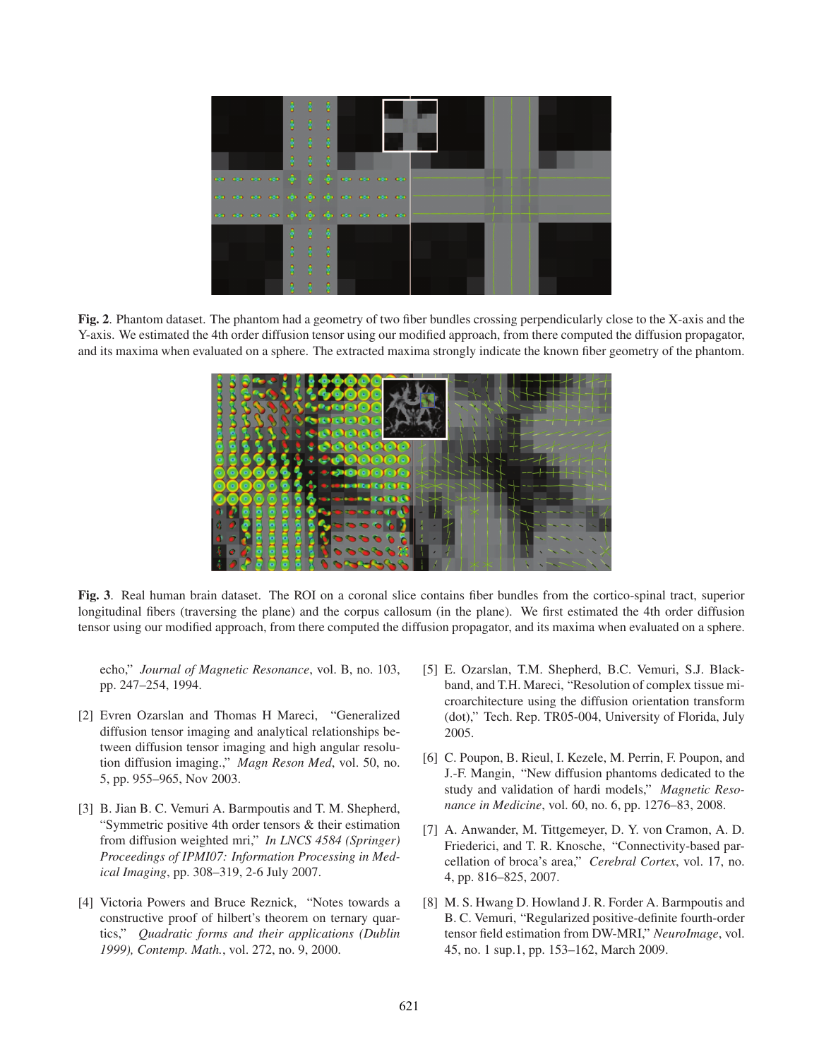**Fig. 2**. Phantom dataset. The phantom had a geometry of two fiber bundles crossing perpendicularly close to the X-axis and the Y-axis. We estimated the 4th order diffusion tensor using our modified approach, from there computed the diffusion propagator, and its maxima when evaluated on a sphere. The extracted maxima strongly indicate the known fiber geometry of the phantom.

**Fig. 3**. Real human brain dataset. The ROI on a coronal slice contains fiber bundles from the cortico-spinal tract, superior longitudinal fibers (traversing the plane) and the corpus callosum (in the plane). We first estimated the 4th order diffusion tensor using our modified approach, from there computed the diffusion propagator, and its maxima when evaluated on a sphere.

echo," *Journal of Magnetic Resonance*, vol. B, no. 103, pp. 247–254, 1994.

[2] Evren Ozarslan and Thomas H Mareci, "Generalized diffusion tensor imaging and analytical relationships between diffusion tensor imaging and high angular resolution diffusion imaging.," *Magn Reson Med*, vol. 50, no. 5, pp. 955–965, Nov 2003.

[3] B. Jian B. C. Vemuri A. Barmpoutis and T. M. Shepherd, "Symmetric positive 4th order tensors & their estimation from diffusion weighted mri," *In LNCS 4584 (Springer) Proceedings of IPMI07: Information Processing in Medical Imaging*, pp. 308–319, 2-6 July 2007.

[4] Victoria Powers and Bruce Reznick, "Notes towards a constructive proof of hilbert's theorem on ternary quartics," *Quadratic forms and their applications (Dublin 1999), Contemp. Math.*, vol. 272, no. 9, 2000.

[5] E. Ozarslan, T.M. Shepherd, B.C. Vemuri, S.J. Blackband, and T.H. Mareci, "Resolution of complex tissue microarchitecture using the diffusion orientation transform (dot)," Tech. Rep. TR05-004, University of Florida, July 2005.

[6] C. Poupon, B. Rieul, I. Kezele, M. Perrin, F. Poupon, and J.-F. Mangin, "New diffusion phantoms dedicated to the study and validation of hardi models," *Magnetic Resonance in Medicine*, vol. 60, no. 6, pp. 1276–83, 2008.

[7] A. Anwander, M. Tittgemeyer, D. Y. von Cramon, A. D. Friederici, and T. R. Knosche, "Connectivity-based parcellation of broca's area," *Cerebral Cortex*, vol. 17, no. 4, pp. 816–825, 2007.

[8] M. S. Hwang D. Howland J. R. Forder A. Barmpoutis and B. C. Vemuri, "Regularized positive-definite fourth-order tensor field estimation from DW-MRI," *NeuroImage*, vol. 45, no. 1 sup.1, pp. 153–162, March 2009.